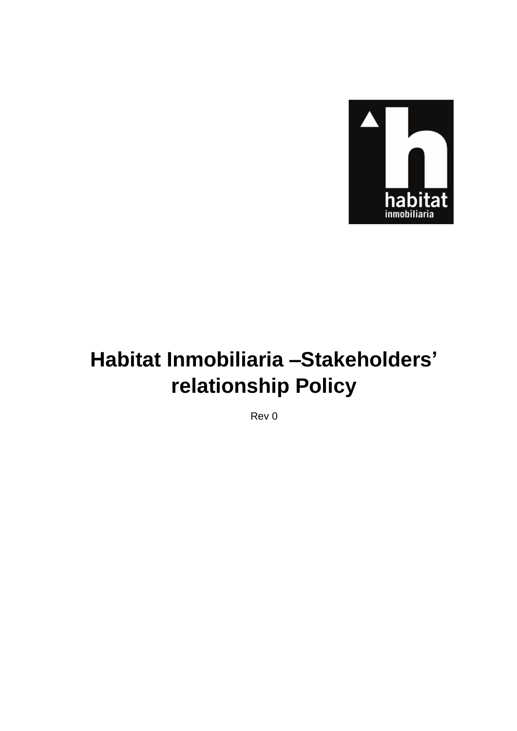# Habitat Inmobiliaria –Stakeholders' relationship Policy

Rev 0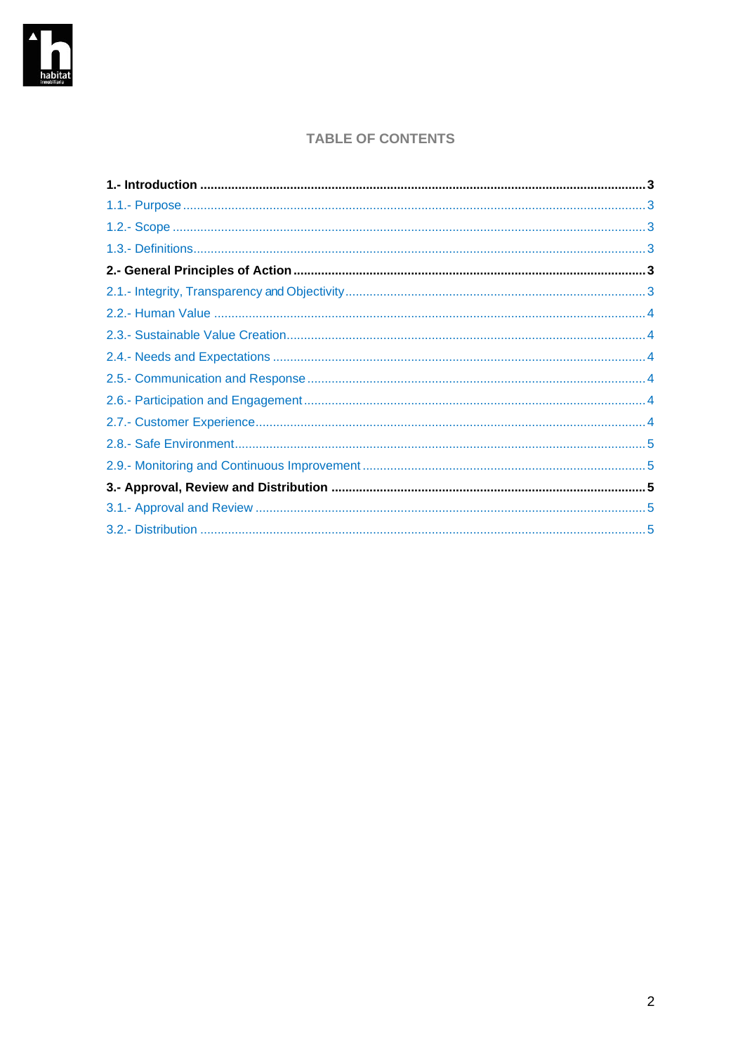# TABLE OF CONTENTS

**1.- Introduction .................................................... 3**

1.1.- Purpose .................................................... 3

1.2.- Scope .................................................... 3

1.3.- Definitions .................................................... 3

**2.- General Principles of Action .................................................... 3**

2.1.- Integrity, Transparency and Objectivity .................................................... 3

2.2.- Human Value .................................................... 4

2.3.- Sustainable Value Creation .................................................... 4

2.4.- Needs and Expectations .................................................... 4

2.5.- Communication and Response .................................................... 4

2.6.- Participation and Engagement .................................................... 4

2.7.- Customer Experience .................................................... 4

2.8.- Safe Environment .................................................... 5

2.9.- Monitoring and Continuous Improvement .................................................... 5

**3.- Approval, Review and Distribution .................................................... 5**

3.1.- Approval and Review .................................................... 5

3.2.- Distribution .................................................... 5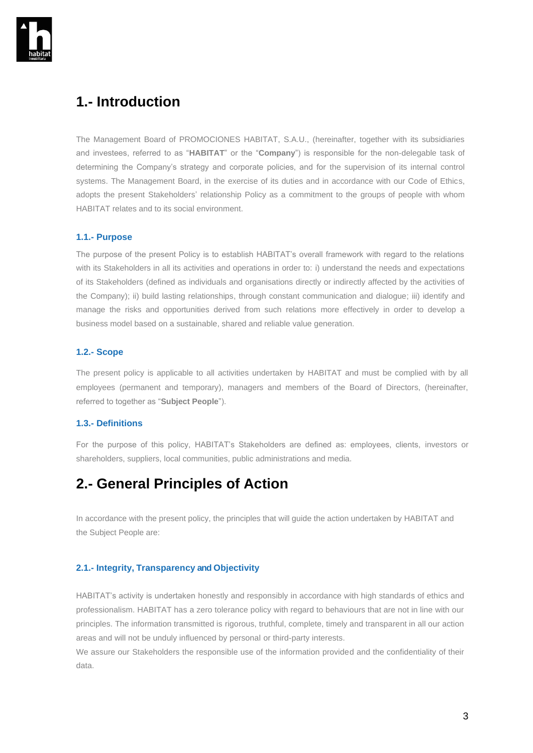# 1.- Introduction

The Management Board of PROMOCIONES HABITAT, S.A.U., (hereinafter, together with its subsidiaries and investees, referred to as "**HABITAT**" or the "**Company**") is responsible for the non-delegable task of determining the Company's strategy and corporate policies, and for the supervision of its internal control systems. The Management Board, in the exercise of its duties and in accordance with our Code of Ethics, adopts the present Stakeholders' relationship Policy as a commitment to the groups of people with whom HABITAT relates and to its social environment.

### 1.1.- Purpose

The purpose of the present Policy is to establish HABITAT's overall framework with regard to the relations with its Stakeholders in all its activities and operations in order to: i) understand the needs and expectations of its Stakeholders (defined as individuals and organisations directly or indirectly affected by the activities of the Company); ii) build lasting relationships, through constant communication and dialogue; iii) identify and manage the risks and opportunities derived from such relations more effectively in order to develop a business model based on a sustainable, shared and reliable value generation.

### 1.2.- Scope

The present policy is applicable to all activities undertaken by HABITAT and must be complied with by all employees (permanent and temporary), managers and members of the Board of Directors, (hereinafter, referred to together as "**Subject People**").

### 1.3.- Definitions

For the purpose of this policy, HABITAT's Stakeholders are defined as: employees, clients, investors or shareholders, suppliers, local communities, public administrations and media.

# 2.- General Principles of Action

In accordance with the present policy, the principles that will guide the action undertaken by HABITAT and the Subject People are:

### 2.1.- Integrity, Transparency and Objectivity

HABITAT's activity is undertaken honestly and responsibly in accordance with high standards of ethics and professionalism. HABITAT has a zero tolerance policy with regard to behaviours that are not in line with our principles. The information transmitted is rigorous, truthful, complete, timely and transparent in all our action areas and will not be unduly influenced by personal or third-party interests.

We assure our Stakeholders the responsible use of the information provided and the confidentiality of their data.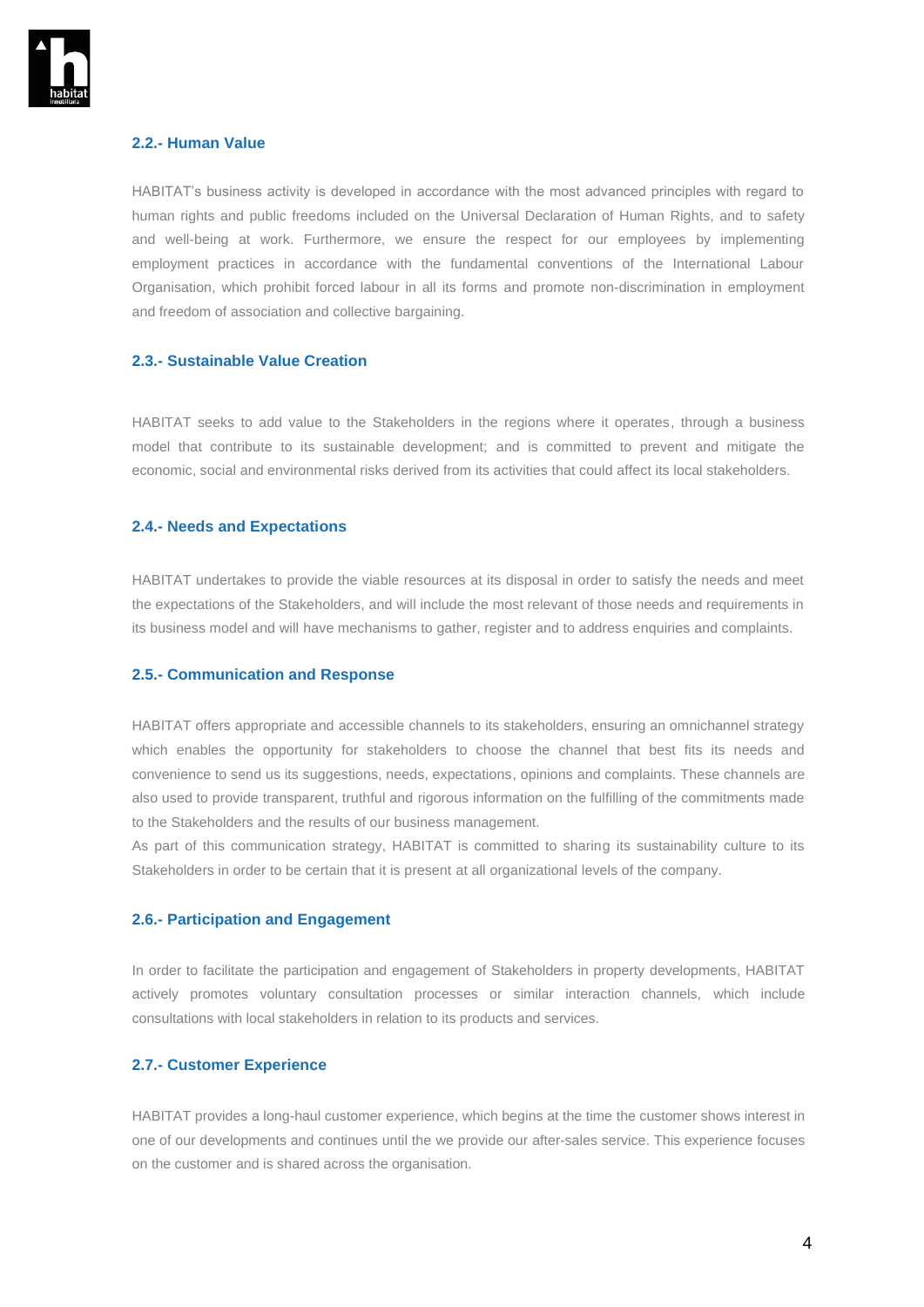### 2.2.- Human Value

HABITAT's business activity is developed in accordance with the most advanced principles with regard to human rights and public freedoms included on the Universal Declaration of Human Rights, and to safety and well-being at work. Furthermore, we ensure the respect for our employees by implementing employment practices in accordance with the fundamental conventions of the International Labour Organisation, which prohibit forced labour in all its forms and promote non-discrimination in employment and freedom of association and collective bargaining.

### 2.3.- Sustainable Value Creation

HABITAT seeks to add value to the Stakeholders in the regions where it operates, through a business model that contribute to its sustainable development; and is committed to prevent and mitigate the economic, social and environmental risks derived from its activities that could affect its local stakeholders.

### 2.4.- Needs and Expectations

HABITAT undertakes to provide the viable resources at its disposal in order to satisfy the needs and meet the expectations of the Stakeholders, and will include the most relevant of those needs and requirements in its business model and will have mechanisms to gather, register and to address enquiries and complaints.

### 2.5.- Communication and Response

HABITAT offers appropriate and accessible channels to its stakeholders, ensuring an omnichannel strategy which enables the opportunity for stakeholders to choose the channel that best fits its needs and convenience to send us its suggestions, needs, expectations, opinions and complaints. These channels are also used to provide transparent, truthful and rigorous information on the fulfilling of the commitments made to the Stakeholders and the results of our business management.

As part of this communication strategy, HABITAT is committed to sharing its sustainability culture to its Stakeholders in order to be certain that it is present at all organizational levels of the company.

### 2.6.- Participation and Engagement

In order to facilitate the participation and engagement of Stakeholders in property developments, HABITAT actively promotes voluntary consultation processes or similar interaction channels, which include consultations with local stakeholders in relation to its products and services.

### 2.7.- Customer Experience

HABITAT provides a long-haul customer experience, which begins at the time the customer shows interest in one of our developments and continues until the we provide our after-sales service. This experience focuses on the customer and is shared across the organisation.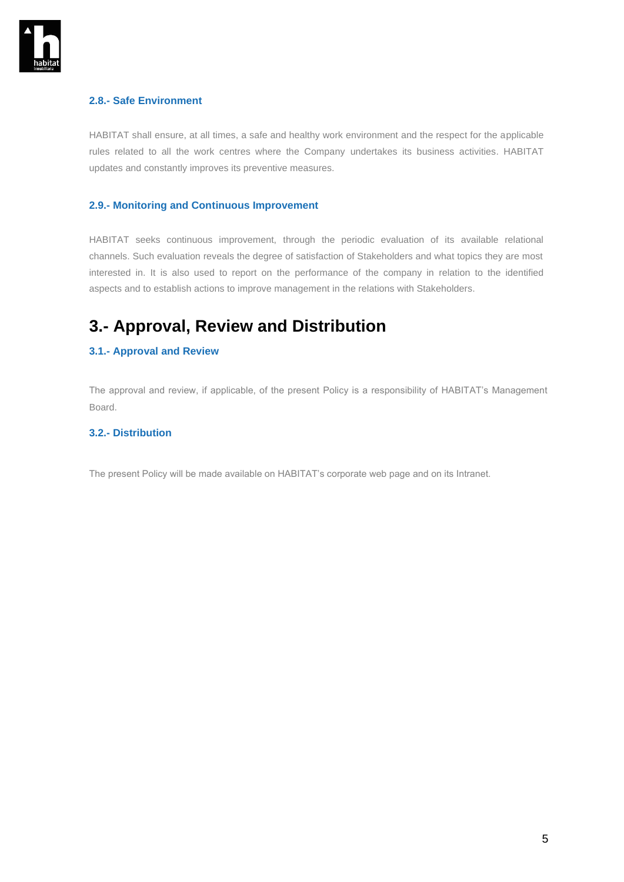### 2.8.- Safe Environment

HABITAT shall ensure, at all times, a safe and healthy work environment and the respect for the applicable rules related to all the work centres where the Company undertakes its business activities. HABITAT updates and constantly improves its preventive measures.

### 2.9.- Monitoring and Continuous Improvement

HABITAT seeks continuous improvement, through the periodic evaluation of its available relational channels. Such evaluation reveals the degree of satisfaction of Stakeholders and what topics they are most interested in. It is also used to report on the performance of the company in relation to the identified aspects and to establish actions to improve management in the relations with Stakeholders.

## 3.- Approval, Review and Distribution

### 3.1.- Approval and Review

The approval and review, if applicable, of the present Policy is a responsibility of HABITAT's Management Board.

### 3.2.- Distribution

The present Policy will be made available on HABITAT's corporate web page and on its Intranet.